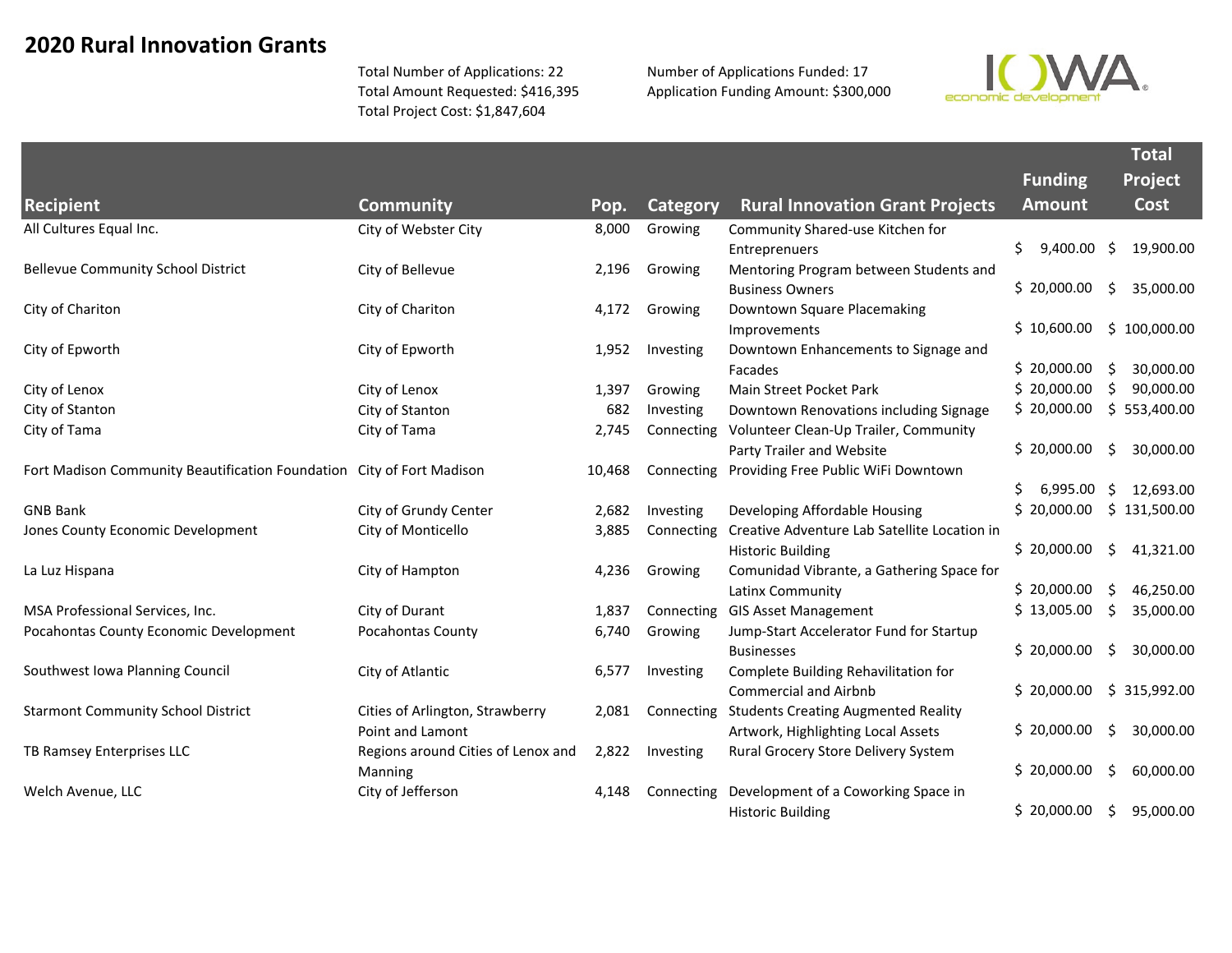# 2020 Rural Innovation Grants

Total Number of Applications: 22
Total Amount Requested: $416,395
Total Project Cost: $1,847,604

Number of Applications Funded: 17
Application Funding Amount: $300,000

| Recipient | Community | Pop. | Category | Rural Innovation Grant Projects | Funding Amount | Total Project Cost |
|---|---|---|---|---|---|---|
| All Cultures Equal Inc. | City of Webster City | 8,000 | Growing | Community Shared-use Kitchen for Entreprenuers | $ 9,400.00 | $ 19,900.00 |
| Bellevue Community School District | City of Bellevue | 2,196 | Growing | Mentoring Program between Students and Business Owners | $ 20,000.00 | $ 35,000.00 |
| City of Chariton | City of Chariton | 4,172 | Growing | Downtown Square Placemaking Improvements | $ 10,600.00 | $ 100,000.00 |
| City of Epworth | City of Epworth | 1,952 | Investing | Downtown Enhancements to Signage and Facades | $ 20,000.00 | $ 30,000.00 |
| City of Lenox | City of Lenox | 1,397 | Growing | Main Street Pocket Park | $ 20,000.00 | $ 90,000.00 |
| City of Stanton | City of Stanton | 682 | Investing | Downtown Renovations including Signage | $ 20,000.00 | $ 553,400.00 |
| City of Tama | City of Tama | 2,745 | Connecting | Volunteer Clean-Up Trailer, Community Party Trailer and Website | $ 20,000.00 | $ 30,000.00 |
| Fort Madison Community Beautification Foundation | City of Fort Madison | 10,468 | Connecting | Providing Free Public WiFi Downtown | $ 6,995.00 | $ 12,693.00 |
| GNB Bank | City of Grundy Center | 2,682 | Investing | Developing Affordable Housing | $ 20,000.00 | $ 131,500.00 |
| Jones County Economic Development | City of Monticello | 3,885 | Connecting | Creative Adventure Lab Satellite Location in Historic Building | $ 20,000.00 | $ 41,321.00 |
| La Luz Hispana | City of Hampton | 4,236 | Growing | Comunidad Vibrante, a Gathering Space for Latinx Community | $ 20,000.00 | $ 46,250.00 |
| MSA Professional Services, Inc. | City of Durant | 1,837 | Connecting | GIS Asset Management | $ 13,005.00 | $ 35,000.00 |
| Pocahontas County Economic Development | Pocahontas County | 6,740 | Growing | Jump-Start Accelerator Fund for Startup Businesses | $ 20,000.00 | $ 30,000.00 |
| Southwest Iowa Planning Council | City of Atlantic | 6,577 | Investing | Complete Building Rehavilitation for Commercial and Airbnb | $ 20,000.00 | $ 315,992.00 |
| Starmont Community School District | Cities of Arlington, Strawberry Point and Lamont | 2,081 | Connecting | Students Creating Augmented Reality Artwork, Highlighting Local Assets | $ 20,000.00 | $ 30,000.00 |
| TB Ramsey Enterprises LLC | Regions around Cities of Lenox and Manning | 2,822 | Investing | Rural Grocery Store Delivery System | $ 20,000.00 | $ 60,000.00 |
| Welch Avenue, LLC | City of Jefferson | 4,148 | Connecting | Development of a Coworking Space in Historic Building | $ 20,000.00 | $ 95,000.00 |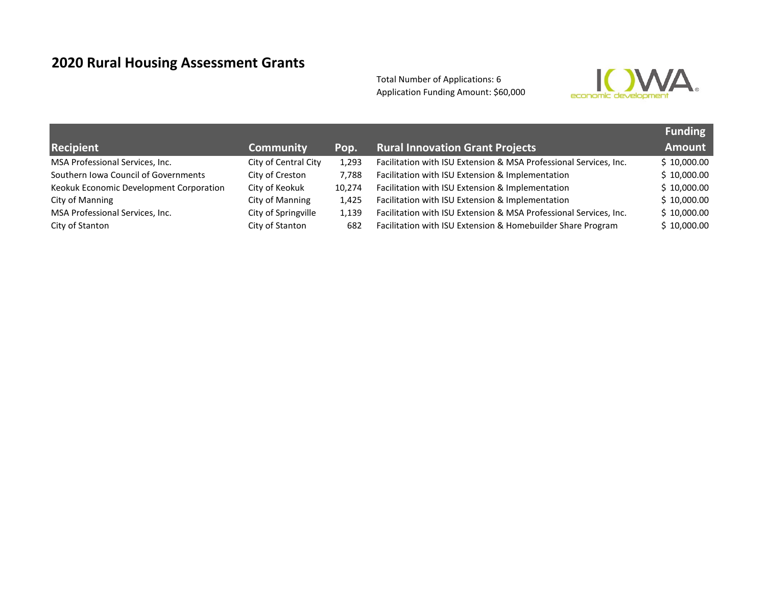## 2020 Rural Housing Assessment Grants

Total Number of Applications: 6
Application Funding Amount: $60,000

| Recipient | Community | Pop. | Rural Innovation Grant Projects | Funding Amount |
|---|---|---|---|---|
| MSA Professional Services, Inc. | City of Central City | 1,293 | Facilitation with ISU Extension & MSA Professional Services, Inc. | $ 10,000.00 |
| Southern Iowa Council of Governments | City of Creston | 7,788 | Facilitation with ISU Extension & Implementation | $ 10,000.00 |
| Keokuk Economic Development Corporation | City of Keokuk | 10,274 | Facilitation with ISU Extension & Implementation | $ 10,000.00 |
| City of Manning | City of Manning | 1,425 | Facilitation with ISU Extension & Implementation | $ 10,000.00 |
| MSA Professional Services, Inc. | City of Springville | 1,139 | Facilitation with ISU Extension & MSA Professional Services, Inc. | $ 10,000.00 |
| City of Stanton | City of Stanton | 682 | Facilitation with ISU Extension & Homebuilder Share Program | $ 10,000.00 |